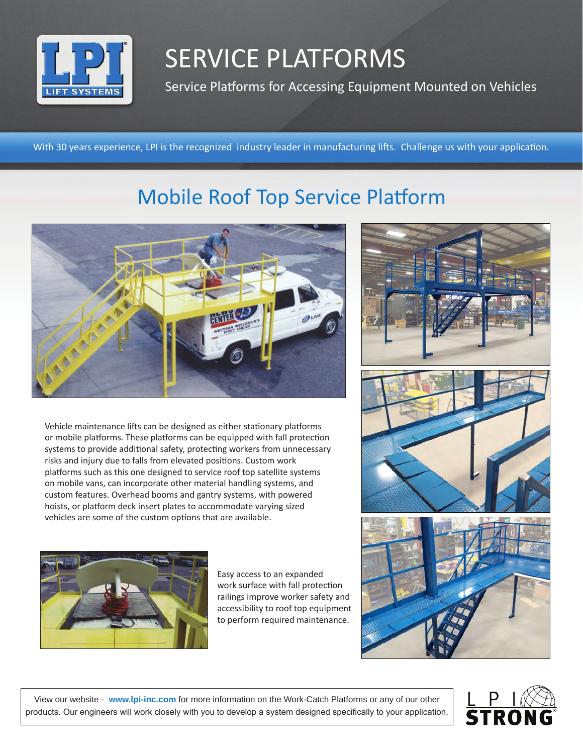# SERVICE PLATFORMS

Service Platforms for Accessing Equipment Mounted on Vehicles

With 30 years experience, LPI is the recognized industry leader in manufacturing lifts. Challenge us with your application.

## Mobile Roof Top Service Platform

Vehicle maintenance lifts can be designed as either stationary platforms or mobile platforms. These platforms can be equipped with fall protection systems to provide additional safety, protecting workers from unnecessary risks and injury due to falls from elevated positions. Custom work platforms such as this one designed to service roof top satellite systems on mobile vans, can incorporate other material handling systems, and custom features. Overhead booms and gantry systems, with powered hoists, or platform deck insert plates to accommodate varying sized vehicles are some of the custom options that are available.

Easy access to an expanded work surface with fall protection railings improve worker safety and accessibility to roof top equipment to perform required maintenance.

View our website - **www.lpi-inc.com** for more information on the Work-Catch Platforms or any of our other products. Our engineers will work closely with you to develop a system designed specifically to your application.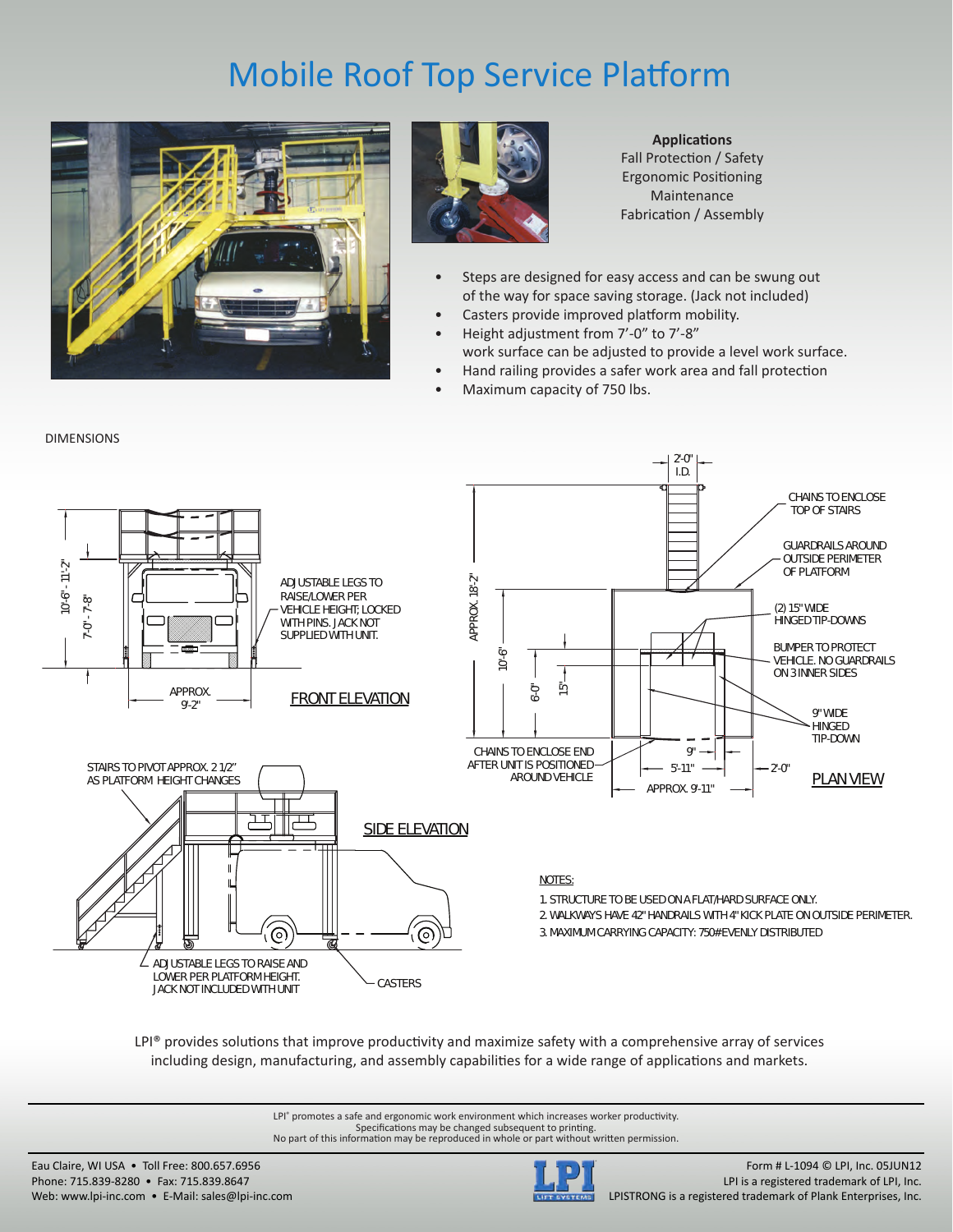# Mobile Roof Top Service Platform

**Applications**

Fall Protection / Safety
Ergonomic Positioning
Maintenance
Fabrication / Assembly

- Steps are designed for easy access and can be swung out of the way for space saving storage. (Jack not included)
- Casters provide improved platform mobility.
- Height adjustment from 7'-0" to 7'-8" work surface can be adjusted to provide a level work surface.
- Hand railing provides a safer work area and fall protection
- Maximum capacity of 750 lbs.

DIMENSIONS

FRONT ELEVATION

10'-6" - 11'-2"
7'-0" - 7'-8"
APPROX. 9'-2"
ADJUSTABLE LEGS TO RAISE/LOWER PER VEHICLE HEIGHT; LOCKED WITH PINS. JACK NOT SUPPLIED WITH UNIT.

PLAN VIEW

2'-0" I.D.
APPROX. 18'-2"
10'-6"
6'-0"
15"
9"
5'-11"
2'-0"
APPROX. 9'-11"
CHAINS TO ENCLOSE TOP OF STAIRS
GUARDRAILS AROUND OUTSIDE PERIMETER OF PLATFORM
(2) 15" WIDE HINGED TIP-DOWNS
BUMPER TO PROTECT VEHICLE. NO GUARDRAILS ON 3 INNER SIDES
9" WIDE HINGED TIP-DOWN
CHAINS TO ENCLOSE END AFTER UNIT IS POSITIONED AROUND VEHICLE

SIDE ELEVATION

STAIRS TO PIVOT APPROX. 2 1/2" AS PLATFORM HEIGHT CHANGES
ADJUSTABLE LEGS TO RAISE AND LOWER PER PLATFORM HEIGHT. JACK NOT INCLUDED WITH UNIT
CASTERS

NOTES:

1. STRUCTURE TO BE USED ON A FLAT/HARD SURFACE ONLY.
2. WALKWAYS HAVE 42" HANDRAILS WITH 4" KICK PLATE ON OUTSIDE PERIMETER.
3. MAXIMUM CARRYING CAPACITY: 750# EVENLY DISTRIBUTED

LPI® provides solutions that improve productivity and maximize safety with a comprehensive array of services including design, manufacturing, and assembly capabilities for a wide range of applications and markets.

LPI® promotes a safe and ergonomic work environment which increases worker productivity.
Specifications may be changed subsequent to printing.
No part of this information may be reproduced in whole or part without written permission.

Eau Claire, WI USA • Toll Free: 800.657.6956
Phone: 715.839-8280 • Fax: 715.839.8647
Web: www.lpi-inc.com • E-Mail: sales@lpi-inc.com

LPI LIFT SYSTEMS

Form # L-1094 © LPI, Inc. 05JUN12
LPI is a registered trademark of LPI, Inc.
LPISTRONG is a registered trademark of Plank Enterprises, Inc.